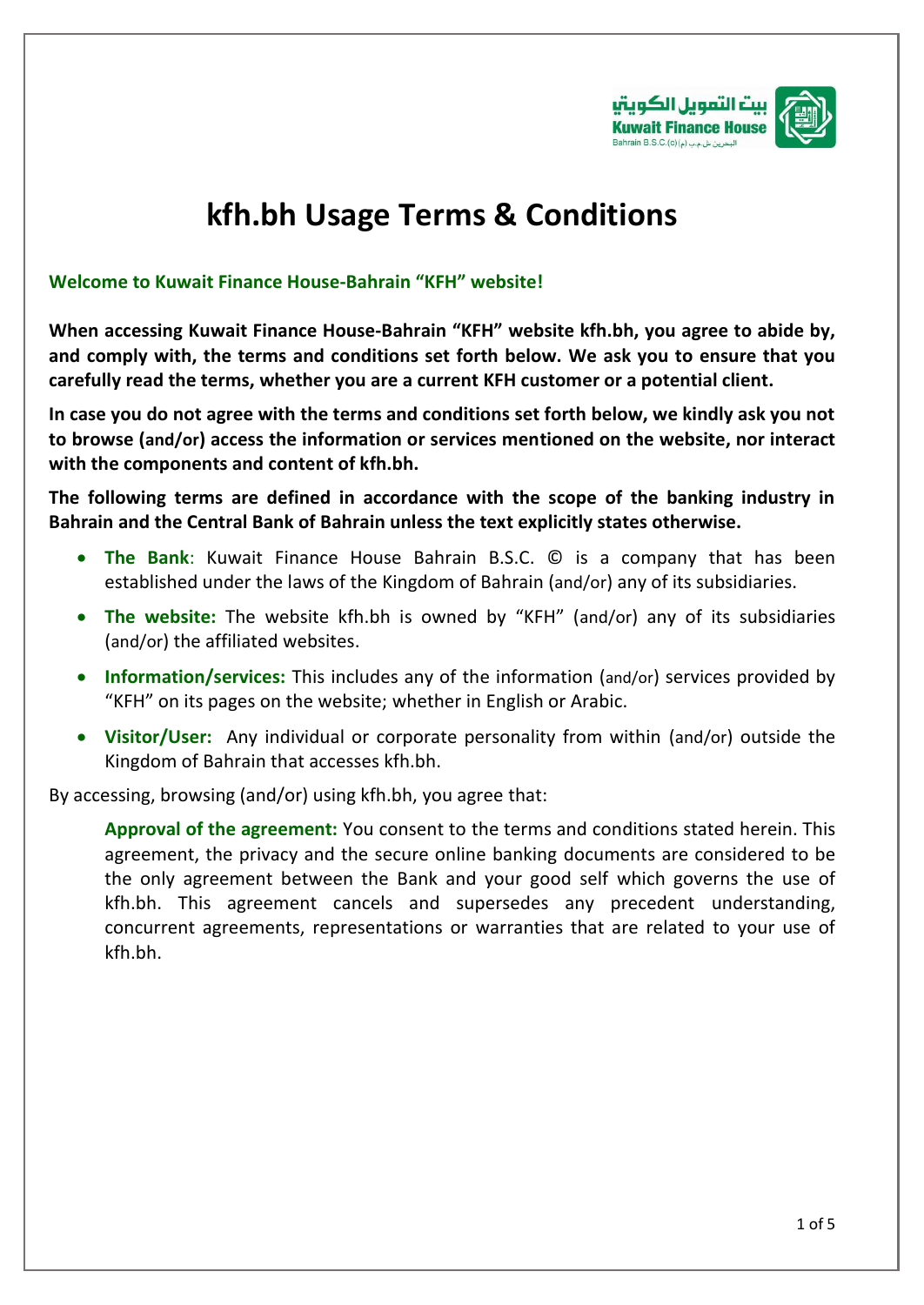# kfh.bh Usage Terms & Conditions

**Welcome to Kuwait Finance House-Bahrain "KFH" website!**

**When accessing Kuwait Finance House-Bahrain "KFH" website kfh.bh, you agree to abide by, and comply with, the terms and conditions set forth below. We ask you to ensure that you carefully read the terms, whether you are a current KFH customer or a potential client.**

**In case you do not agree with the terms and conditions set forth below, we kindly ask you not to browse (and/or) access the information or services mentioned on the website, nor interact with the components and content of kfh.bh.**

**The following terms are defined in accordance with the scope of the banking industry in Bahrain and the Central Bank of Bahrain unless the text explicitly states otherwise.**

- **The Bank**: Kuwait Finance House Bahrain B.S.C. © is a company that has been established under the laws of the Kingdom of Bahrain (and/or) any of its subsidiaries.
- **The website:** The website kfh.bh is owned by "KFH" (and/or) any of its subsidiaries (and/or) the affiliated websites.
- **Information/services:** This includes any of the information (and/or) services provided by "KFH" on its pages on the website; whether in English or Arabic.
- **Visitor/User:** Any individual or corporate personality from within (and/or) outside the Kingdom of Bahrain that accesses kfh.bh.

By accessing, browsing (and/or) using kfh.bh, you agree that:

**Approval of the agreement:** You consent to the terms and conditions stated herein. This agreement, the privacy and the secure online banking documents are considered to be the only agreement between the Bank and your good self which governs the use of kfh.bh. This agreement cancels and supersedes any precedent understanding, concurrent agreements, representations or warranties that are related to your use of kfh.bh.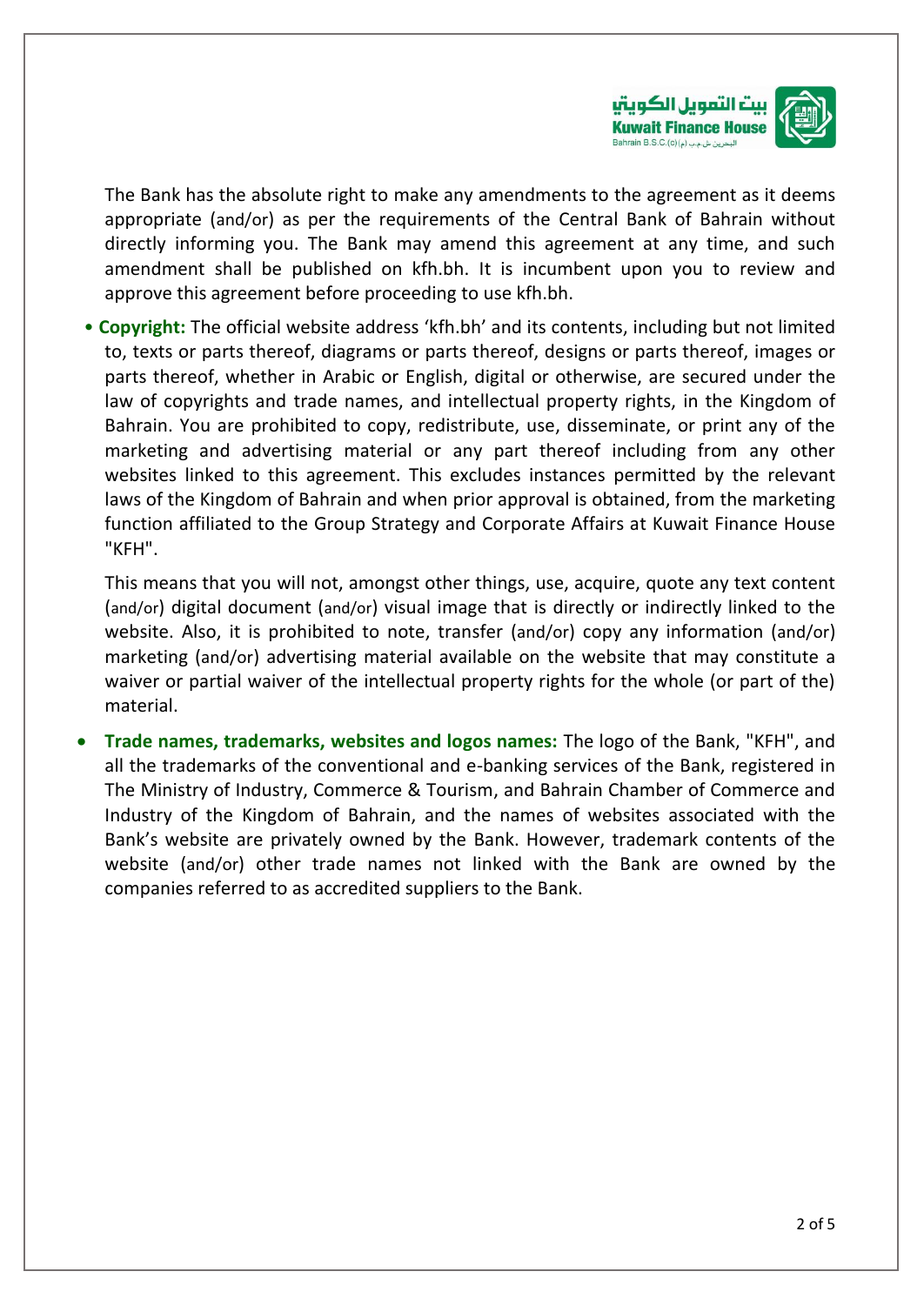The Bank has the absolute right to make any amendments to the agreement as it deems appropriate (and/or) as per the requirements of the Central Bank of Bahrain without directly informing you. The Bank may amend this agreement at any time, and such amendment shall be published on kfh.bh. It is incumbent upon you to review and approve this agreement before proceeding to use kfh.bh.

- **Copyright:** The official website address 'kfh.bh' and its contents, including but not limited to, texts or parts thereof, diagrams or parts thereof, designs or parts thereof, images or parts thereof, whether in Arabic or English, digital or otherwise, are secured under the law of copyrights and trade names, and intellectual property rights, in the Kingdom of Bahrain. You are prohibited to copy, redistribute, use, disseminate, or print any of the marketing and advertising material or any part thereof including from any other websites linked to this agreement. This excludes instances permitted by the relevant laws of the Kingdom of Bahrain and when prior approval is obtained, from the marketing function affiliated to the Group Strategy and Corporate Affairs at Kuwait Finance House "KFH".

  This means that you will not, amongst other things, use, acquire, quote any text content (and/or) digital document (and/or) visual image that is directly or indirectly linked to the website. Also, it is prohibited to note, transfer (and/or) copy any information (and/or) marketing (and/or) advertising material available on the website that may constitute a waiver or partial waiver of the intellectual property rights for the whole (or part of the) material.

- **Trade names, trademarks, websites and logos names:** The logo of the Bank, "KFH", and all the trademarks of the conventional and e-banking services of the Bank, registered in The Ministry of Industry, Commerce & Tourism, and Bahrain Chamber of Commerce and Industry of the Kingdom of Bahrain, and the names of websites associated with the Bank's website are privately owned by the Bank. However, trademark contents of the website (and/or) other trade names not linked with the Bank are owned by the companies referred to as accredited suppliers to the Bank.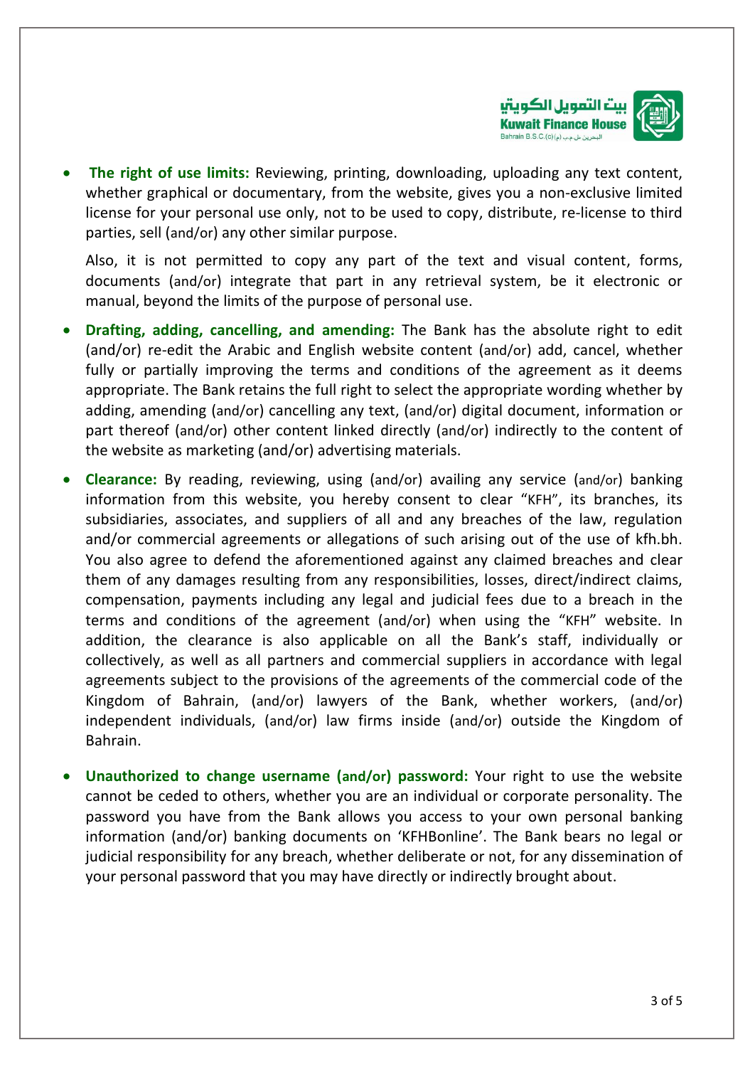- **The right of use limits:** Reviewing, printing, downloading, uploading any text content, whether graphical or documentary, from the website, gives you a non-exclusive limited license for your personal use only, not to be used to copy, distribute, re-license to third parties, sell (and/or) any other similar purpose.

  Also, it is not permitted to copy any part of the text and visual content, forms, documents (and/or) integrate that part in any retrieval system, be it electronic or manual, beyond the limits of the purpose of personal use.

- **Drafting, adding, cancelling, and amending:** The Bank has the absolute right to edit (and/or) re-edit the Arabic and English website content (and/or) add, cancel, whether fully or partially improving the terms and conditions of the agreement as it deems appropriate. The Bank retains the full right to select the appropriate wording whether by adding, amending (and/or) cancelling any text, (and/or) digital document, information or part thereof (and/or) other content linked directly (and/or) indirectly to the content of the website as marketing (and/or) advertising materials.

- **Clearance:** By reading, reviewing, using (and/or) availing any service (and/or) banking information from this website, you hereby consent to clear "KFH", its branches, its subsidiaries, associates, and suppliers of all and any breaches of the law, regulation and/or commercial agreements or allegations of such arising out of the use of kfh.bh. You also agree to defend the aforementioned against any claimed breaches and clear them of any damages resulting from any responsibilities, losses, direct/indirect claims, compensation, payments including any legal and judicial fees due to a breach in the terms and conditions of the agreement (and/or) when using the "KFH" website. In addition, the clearance is also applicable on all the Bank's staff, individually or collectively, as well as all partners and commercial suppliers in accordance with legal agreements subject to the provisions of the agreements of the commercial code of the Kingdom of Bahrain, (and/or) lawyers of the Bank, whether workers, (and/or) independent individuals, (and/or) law firms inside (and/or) outside the Kingdom of Bahrain.

- **Unauthorized to change username (and/or) password:** Your right to use the website cannot be ceded to others, whether you are an individual or corporate personality. The password you have from the Bank allows you access to your own personal banking information (and/or) banking documents on 'KFHBonline'. The Bank bears no legal or judicial responsibility for any breach, whether deliberate or not, for any dissemination of your personal password that you may have directly or indirectly brought about.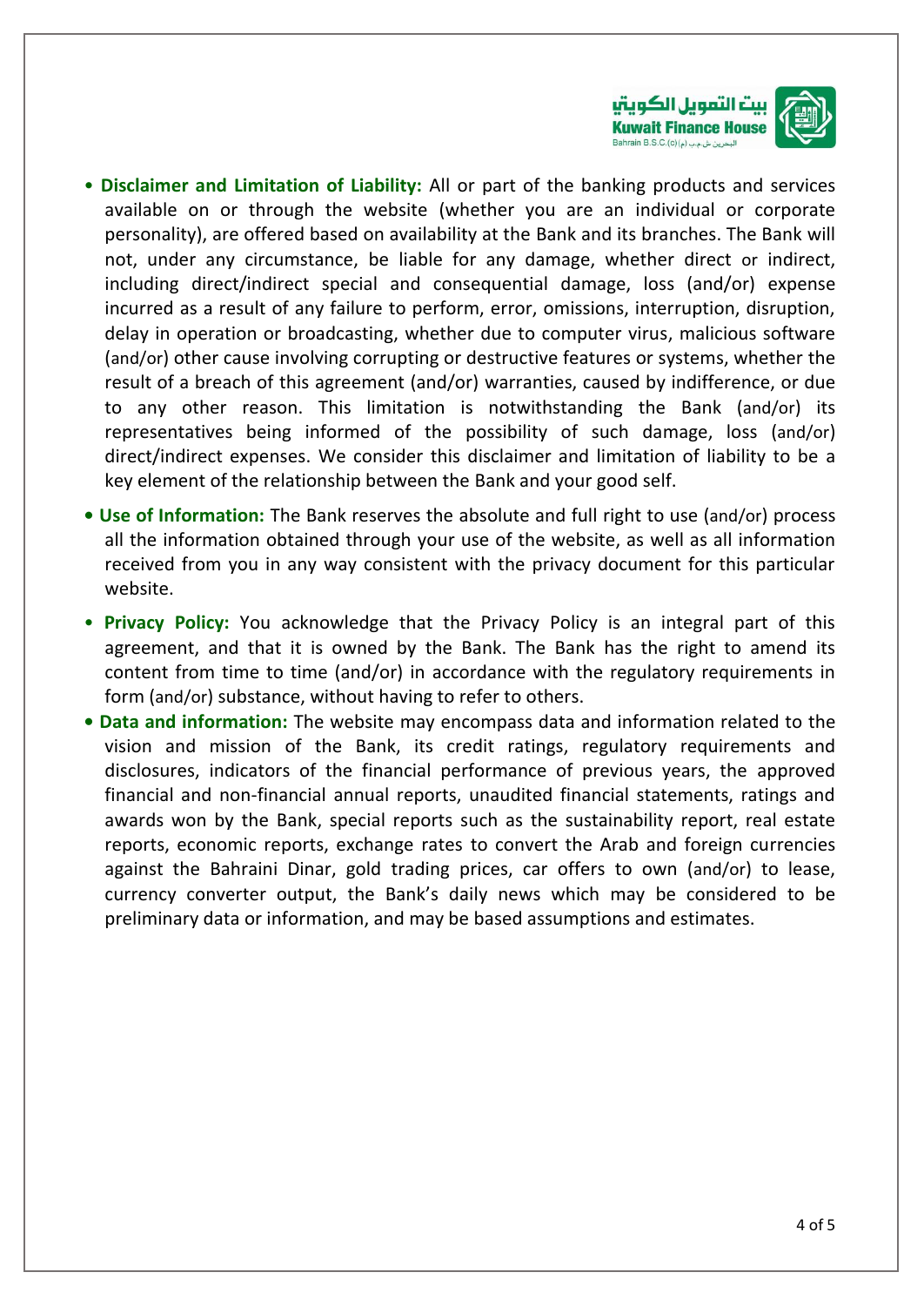- **Disclaimer and Limitation of Liability:** All or part of the banking products and services available on or through the website (whether you are an individual or corporate personality), are offered based on availability at the Bank and its branches. The Bank will not, under any circumstance, be liable for any damage, whether direct or indirect, including direct/indirect special and consequential damage, loss (and/or) expense incurred as a result of any failure to perform, error, omissions, interruption, disruption, delay in operation or broadcasting, whether due to computer virus, malicious software (and/or) other cause involving corrupting or destructive features or systems, whether the result of a breach of this agreement (and/or) warranties, caused by indifference, or due to any other reason. This limitation is notwithstanding the Bank (and/or) its representatives being informed of the possibility of such damage, loss (and/or) direct/indirect expenses. We consider this disclaimer and limitation of liability to be a key element of the relationship between the Bank and your good self.
- **Use of Information:** The Bank reserves the absolute and full right to use (and/or) process all the information obtained through your use of the website, as well as all information received from you in any way consistent with the privacy document for this particular website.
- **Privacy Policy:** You acknowledge that the Privacy Policy is an integral part of this agreement, and that it is owned by the Bank. The Bank has the right to amend its content from time to time (and/or) in accordance with the regulatory requirements in form (and/or) substance, without having to refer to others.
- **Data and information:** The website may encompass data and information related to the vision and mission of the Bank, its credit ratings, regulatory requirements and disclosures, indicators of the financial performance of previous years, the approved financial and non-financial annual reports, unaudited financial statements, ratings and awards won by the Bank, special reports such as the sustainability report, real estate reports, economic reports, exchange rates to convert the Arab and foreign currencies against the Bahraini Dinar, gold trading prices, car offers to own (and/or) to lease, currency converter output, the Bank's daily news which may be considered to be preliminary data or information, and may be based assumptions and estimates.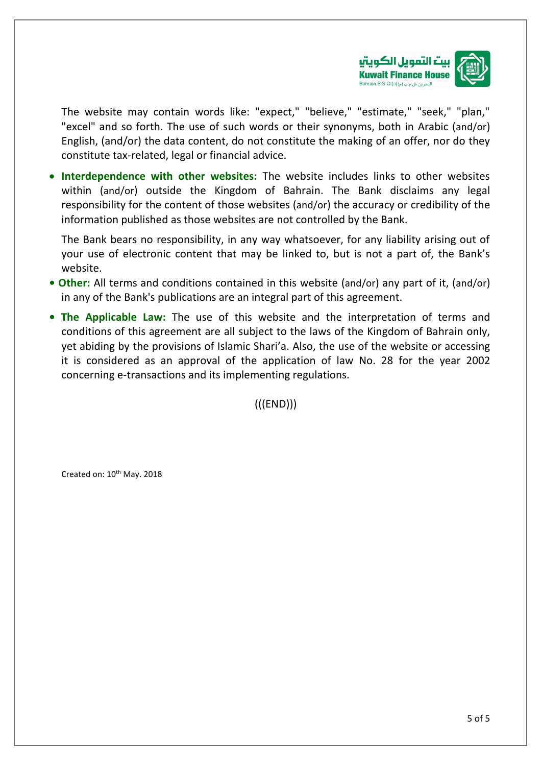The website may contain words like: "expect," "believe," "estimate," "seek," "plan," "excel" and so forth. The use of such words or their synonyms, both in Arabic (and/or) English, (and/or) the data content, do not constitute the making of an offer, nor do they constitute tax-related, legal or financial advice.

- **Interdependence with other websites:** The website includes links to other websites within (and/or) outside the Kingdom of Bahrain. The Bank disclaims any legal responsibility for the content of those websites (and/or) the accuracy or credibility of the information published as those websites are not controlled by the Bank.

  The Bank bears no responsibility, in any way whatsoever, for any liability arising out of your use of electronic content that may be linked to, but is not a part of, the Bank's website.
- **Other:** All terms and conditions contained in this website (and/or) any part of it, (and/or) in any of the Bank's publications are an integral part of this agreement.
- **The Applicable Law:** The use of this website and the interpretation of terms and conditions of this agreement are all subject to the laws of the Kingdom of Bahrain only, yet abiding by the provisions of Islamic Shari'a. Also, the use of the website or accessing it is considered as an approval of the application of law No. 28 for the year 2002 concerning e-transactions and its implementing regulations.

(((END)))

Created on: 10th May. 2018